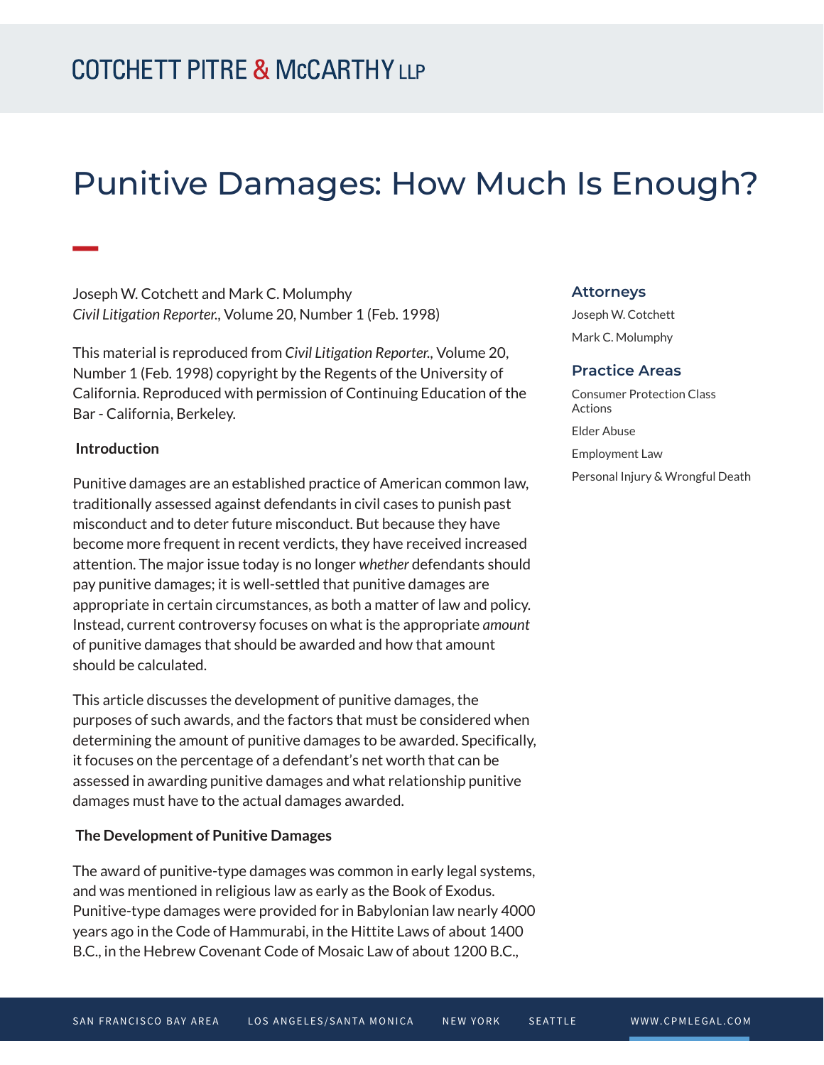# Punitive Damages: How Much Is Enough?

Joseph W. Cotchett and Mark C. Molumphy
*Civil Litigation Reporter.*, Volume 20, Number 1 (Feb. 1998)

This material is reproduced from *Civil Litigation Reporter.*, Volume 20, Number 1 (Feb. 1998) copyright by the Regents of the University of California. Reproduced with permission of Continuing Education of the Bar - California, Berkeley.

**Attorneys**

Joseph W. Cotchett

Mark C. Molumphy

**Practice Areas**

Consumer Protection Class Actions

Elder Abuse

Employment Law

Personal Injury & Wrongful Death

**Introduction**

Punitive damages are an established practice of American common law, traditionally assessed against defendants in civil cases to punish past misconduct and to deter future misconduct. But because they have become more frequent in recent verdicts, they have received increased attention. The major issue today is no longer *whether* defendants should pay punitive damages; it is well-settled that punitive damages are appropriate in certain circumstances, as both a matter of law and policy. Instead, current controversy focuses on what is the appropriate *amount* of punitive damages that should be awarded and how that amount should be calculated.

This article discusses the development of punitive damages, the purposes of such awards, and the factors that must be considered when determining the amount of punitive damages to be awarded. Specifically, it focuses on the percentage of a defendant's net worth that can be assessed in awarding punitive damages and what relationship punitive damages must have to the actual damages awarded.

**The Development of Punitive Damages**

The award of punitive-type damages was common in early legal systems, and was mentioned in religious law as early as the Book of Exodus. Punitive-type damages were provided for in Babylonian law nearly 4000 years ago in the Code of Hammurabi, in the Hittite Laws of about 1400 B.C., in the Hebrew Covenant Code of Mosaic Law of about 1200 B.C.,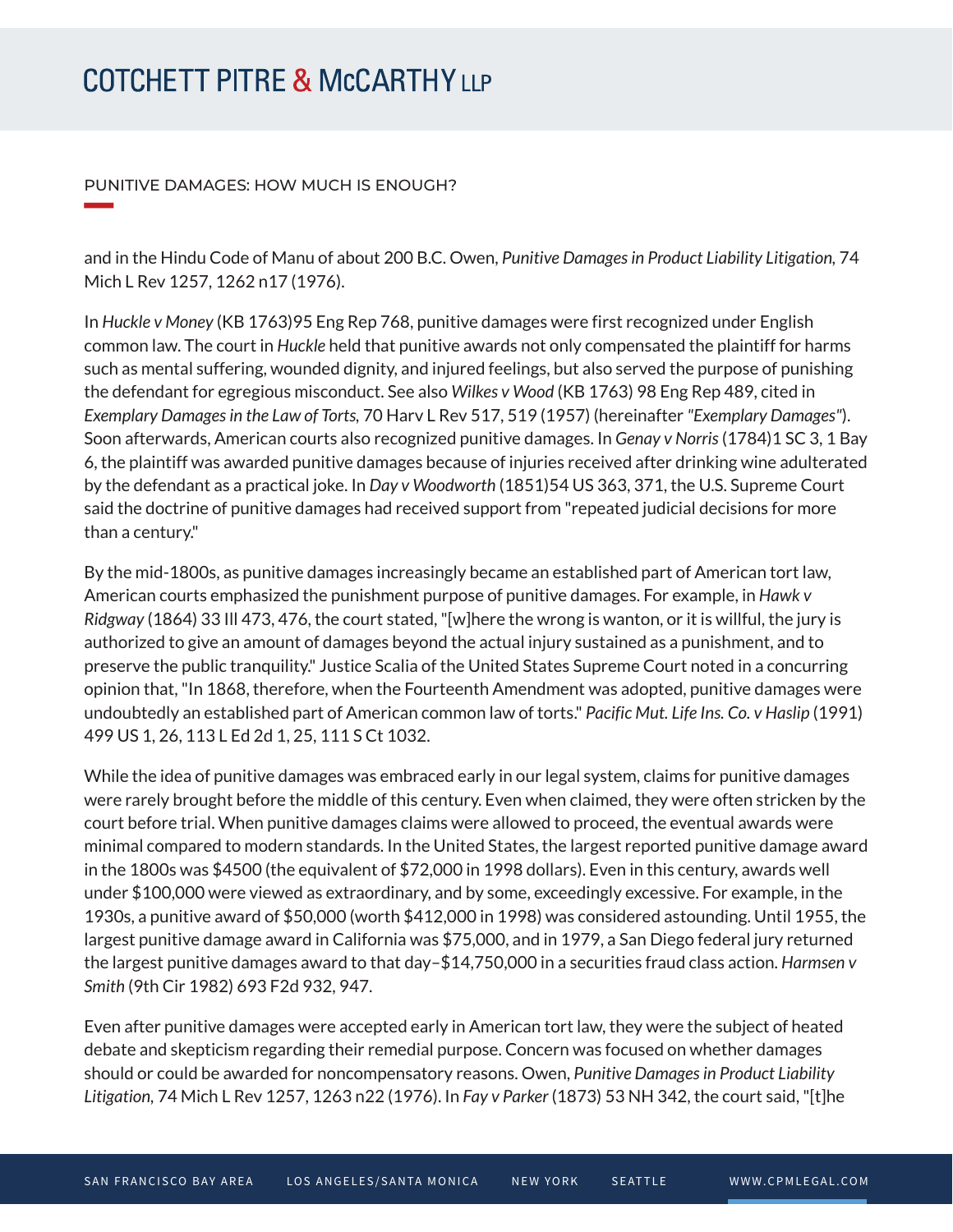and in the Hindu Code of Manu of about 200 B.C. Owen, *Punitive Damages in Product Liability Litigation,* 74 Mich L Rev 1257, 1262 n17 (1976).

In *Huckle v Money* (KB 1763)95 Eng Rep 768, punitive damages were first recognized under English common law. The court in *Huckle* held that punitive awards not only compensated the plaintiff for harms such as mental suffering, wounded dignity, and injured feelings, but also served the purpose of punishing the defendant for egregious misconduct. See also *Wilkes v Wood* (KB 1763) 98 Eng Rep 489, cited in *Exemplary Damages in the Law of Torts,* 70 Harv L Rev 517, 519 (1957) (hereinafter *"Exemplary Damages"*). Soon afterwards, American courts also recognized punitive damages. In *Genay v Norris* (1784)1 SC 3, 1 Bay 6, the plaintiff was awarded punitive damages because of injuries received after drinking wine adulterated by the defendant as a practical joke. In *Day v Woodworth* (1851)54 US 363, 371, the U.S. Supreme Court said the doctrine of punitive damages had received support from "repeated judicial decisions for more than a century."

By the mid-1800s, as punitive damages increasingly became an established part of American tort law, American courts emphasized the punishment purpose of punitive damages. For example, in *Hawk v Ridgway* (1864) 33 Ill 473, 476, the court stated, "[w]here the wrong is wanton, or it is willful, the jury is authorized to give an amount of damages beyond the actual injury sustained as a punishment, and to preserve the public tranquility." Justice Scalia of the United States Supreme Court noted in a concurring opinion that, "In 1868, therefore, when the Fourteenth Amendment was adopted, punitive damages were undoubtedly an established part of American common law of torts." *Pacific Mut. Life Ins. Co. v Haslip* (1991) 499 US 1, 26, 113 L Ed 2d 1, 25, 111 S Ct 1032.

While the idea of punitive damages was embraced early in our legal system, claims for punitive damages were rarely brought before the middle of this century. Even when claimed, they were often stricken by the court before trial. When punitive damages claims were allowed to proceed, the eventual awards were minimal compared to modern standards. In the United States, the largest reported punitive damage award in the 1800s was $4500 (the equivalent of $72,000 in 1998 dollars). Even in this century, awards well under $100,000 were viewed as extraordinary, and by some, exceedingly excessive. For example, in the 1930s, a punitive award of $50,000 (worth $412,000 in 1998) was considered astounding. Until 1955, the largest punitive damage award in California was $75,000, and in 1979, a San Diego federal jury returned the largest punitive damages award to that day–$14,750,000 in a securities fraud class action. *Harmsen v Smith* (9th Cir 1982) 693 F2d 932, 947.

Even after punitive damages were accepted early in American tort law, they were the subject of heated debate and skepticism regarding their remedial purpose. Concern was focused on whether damages should or could be awarded for noncompensatory reasons. Owen, *Punitive Damages in Product Liability Litigation,* 74 Mich L Rev 1257, 1263 n22 (1976). In *Fay v Parker* (1873) 53 NH 342, the court said, "[t]he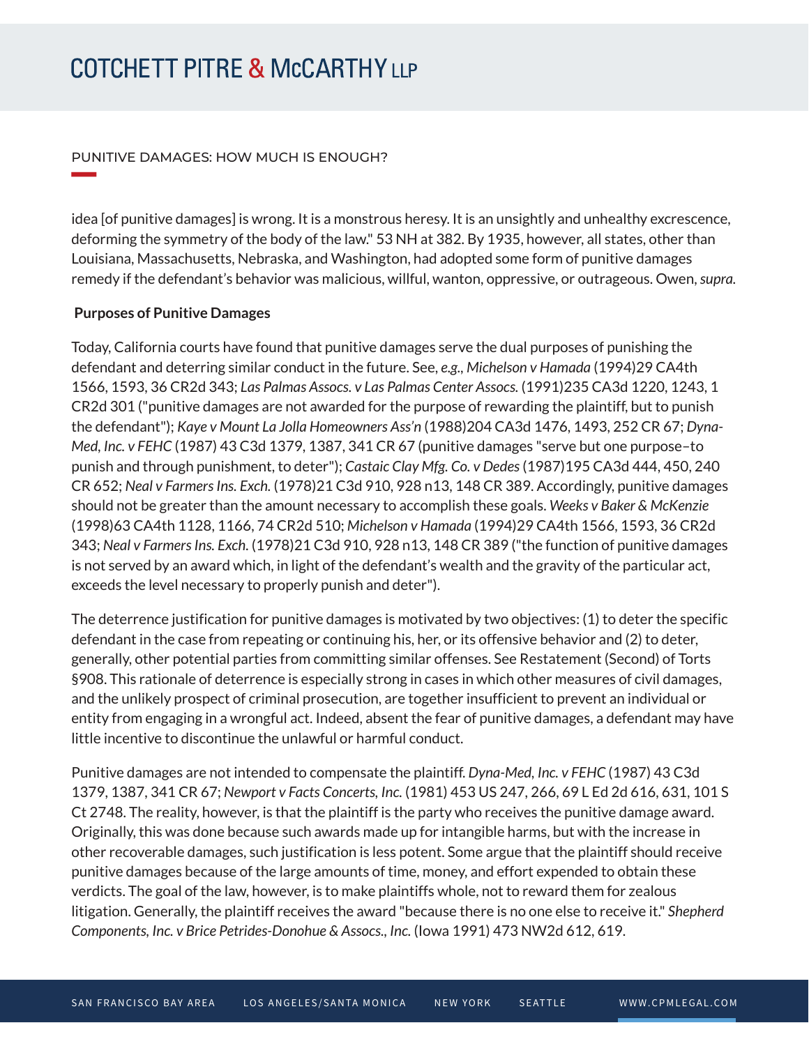idea [of punitive damages] is wrong. It is a monstrous heresy. It is an unsightly and unhealthy excrescence, deforming the symmetry of the body of the law." 53 NH at 382. By 1935, however, all states, other than Louisiana, Massachusetts, Nebraska, and Washington, had adopted some form of punitive damages remedy if the defendant's behavior was malicious, willful, wanton, oppressive, or outrageous. Owen, *supra.*

**Purposes of Punitive Damages**

Today, California courts have found that punitive damages serve the dual purposes of punishing the defendant and deterring similar conduct in the future. See, *e.g., Michelson v Hamada* (1994)29 CA4th 1566, 1593, 36 CR2d 343; *Las Palmas Assocs. v Las Palmas Center Assocs.* (1991)235 CA3d 1220, 1243, 1 CR2d 301 ("punitive damages are not awarded for the purpose of rewarding the plaintiff, but to punish the defendant"); *Kaye v Mount La Jolla Homeowners Ass'n* (1988)204 CA3d 1476, 1493, 252 CR 67; *Dyna-Med, Inc. v FEHC* (1987) 43 C3d 1379, 1387, 341 CR 67 (punitive damages "serve but one purpose–to punish and through punishment, to deter"); *Castaic Clay Mfg. Co. v Dedes* (1987)195 CA3d 444, 450, 240 CR 652; *Neal v Farmers Ins. Exch.* (1978)21 C3d 910, 928 n13, 148 CR 389. Accordingly, punitive damages should not be greater than the amount necessary to accomplish these goals. *Weeks v Baker & McKenzie* (1998)63 CA4th 1128, 1166, 74 CR2d 510; *Michelson v Hamada* (1994)29 CA4th 1566, 1593, 36 CR2d 343; *Neal v Farmers Ins. Exch.* (1978)21 C3d 910, 928 n13, 148 CR 389 ("the function of punitive damages is not served by an award which, in light of the defendant's wealth and the gravity of the particular act, exceeds the level necessary to properly punish and deter").

The deterrence justification for punitive damages is motivated by two objectives: (1) to deter the specific defendant in the case from repeating or continuing his, her, or its offensive behavior and (2) to deter, generally, other potential parties from committing similar offenses. See Restatement (Second) of Torts §908. This rationale of deterrence is especially strong in cases in which other measures of civil damages, and the unlikely prospect of criminal prosecution, are together insufficient to prevent an individual or entity from engaging in a wrongful act. Indeed, absent the fear of punitive damages, a defendant may have little incentive to discontinue the unlawful or harmful conduct.

Punitive damages are not intended to compensate the plaintiff. *Dyna-Med, Inc. v FEHC* (1987) 43 C3d 1379, 1387, 341 CR 67; *Newport v Facts Concerts, Inc.* (1981) 453 US 247, 266, 69 L Ed 2d 616, 631, 101 S Ct 2748. The reality, however, is that the plaintiff is the party who receives the punitive damage award. Originally, this was done because such awards made up for intangible harms, but with the increase in other recoverable damages, such justification is less potent. Some argue that the plaintiff should receive punitive damages because of the large amounts of time, money, and effort expended to obtain these verdicts. The goal of the law, however, is to make plaintiffs whole, not to reward them for zealous litigation. Generally, the plaintiff receives the award "because there is no one else to receive it." *Shepherd Components, Inc. v Brice Petrides-Donohue & Assocs., Inc.* (Iowa 1991) 473 NW2d 612, 619.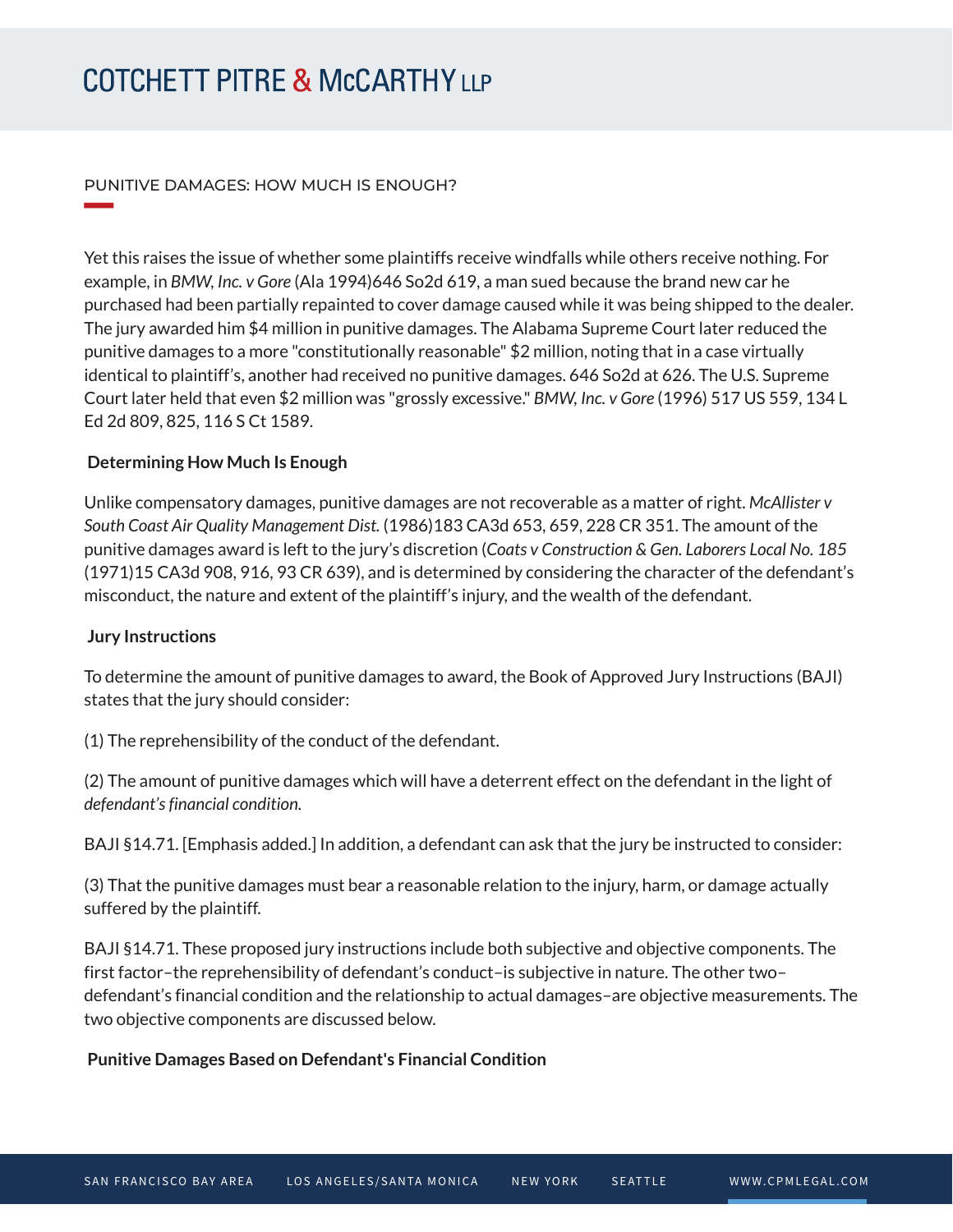PUNITIVE DAMAGES: HOW MUCH IS ENOUGH?

Yet this raises the issue of whether some plaintiffs receive windfalls while others receive nothing. For example, in *BMW, Inc. v Gore* (Ala 1994)646 So2d 619, a man sued because the brand new car he purchased had been partially repainted to cover damage caused while it was being shipped to the dealer. The jury awarded him $4 million in punitive damages. The Alabama Supreme Court later reduced the punitive damages to a more "constitutionally reasonable" $2 million, noting that in a case virtually identical to plaintiff's, another had received no punitive damages. 646 So2d at 626. The U.S. Supreme Court later held that even $2 million was "grossly excessive." *BMW, Inc. v Gore* (1996) 517 US 559, 134 L Ed 2d 809, 825, 116 S Ct 1589.

**Determining How Much Is Enough**

Unlike compensatory damages, punitive damages are not recoverable as a matter of right. *McAllister v South Coast Air Quality Management Dist.* (1986)183 CA3d 653, 659, 228 CR 351. The amount of the punitive damages award is left to the jury's discretion (*Coats v Construction & Gen. Laborers Local No. 185* (1971)15 CA3d 908, 916, 93 CR 639), and is determined by considering the character of the defendant's misconduct, the nature and extent of the plaintiff's injury, and the wealth of the defendant.

**Jury Instructions**

To determine the amount of punitive damages to award, the Book of Approved Jury Instructions (BAJI) states that the jury should consider:

(1) The reprehensibility of the conduct of the defendant.

(2) The amount of punitive damages which will have a deterrent effect on the defendant in the light of *defendant's financial condition.*

BAJI §14.71. [Emphasis added.] In addition, a defendant can ask that the jury be instructed to consider:

(3) That the punitive damages must bear a reasonable relation to the injury, harm, or damage actually suffered by the plaintiff.

BAJI §14.71. These proposed jury instructions include both subjective and objective components. The first factor–the reprehensibility of defendant's conduct–is subjective in nature. The other two–defendant's financial condition and the relationship to actual damages–are objective measurements. The two objective components are discussed below.

**Punitive Damages Based on Defendant's Financial Condition**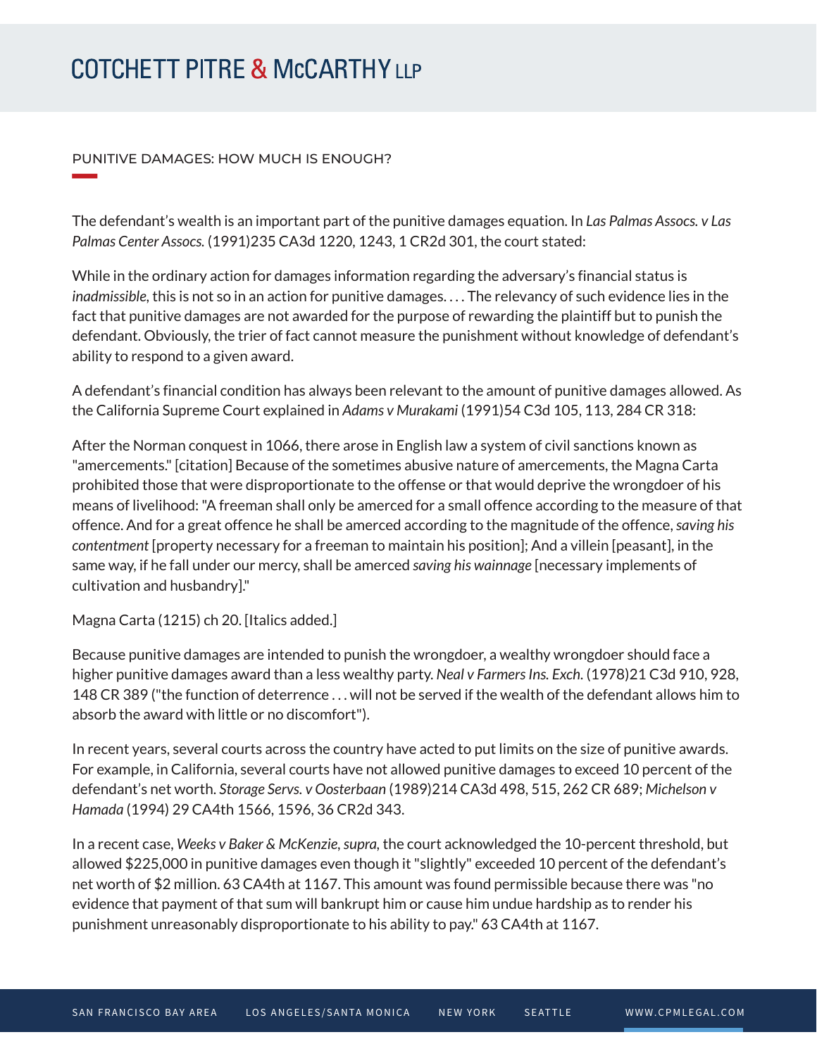PUNITIVE DAMAGES: HOW MUCH IS ENOUGH?

The defendant's wealth is an important part of the punitive damages equation. In *Las Palmas Assocs. v Las Palmas Center Assocs.* (1991)235 CA3d 1220, 1243, 1 CR2d 301, the court stated:

While in the ordinary action for damages information regarding the adversary's financial status is *inadmissible*, this is not so in an action for punitive damages. . . . The relevancy of such evidence lies in the fact that punitive damages are not awarded for the purpose of rewarding the plaintiff but to punish the defendant. Obviously, the trier of fact cannot measure the punishment without knowledge of defendant's ability to respond to a given award.

A defendant's financial condition has always been relevant to the amount of punitive damages allowed. As the California Supreme Court explained in *Adams v Murakami* (1991)54 C3d 105, 113, 284 CR 318:

After the Norman conquest in 1066, there arose in English law a system of civil sanctions known as "amercements." [citation] Because of the sometimes abusive nature of amercements, the Magna Carta prohibited those that were disproportionate to the offense or that would deprive the wrongdoer of his means of livelihood: "A freeman shall only be amerced for a small offence according to the measure of that offence. And for a great offence he shall be amerced according to the magnitude of the offence, *saving his contentment* [property necessary for a freeman to maintain his position]; And a villein [peasant], in the same way, if he fall under our mercy, shall be amerced *saving his wainnage* [necessary implements of cultivation and husbandry]."

Magna Carta (1215) ch 20. [Italics added.]

Because punitive damages are intended to punish the wrongdoer, a wealthy wrongdoer should face a higher punitive damages award than a less wealthy party. *Neal v Farmers Ins. Exch.* (1978)21 C3d 910, 928, 148 CR 389 ("the function of deterrence . . . will not be served if the wealth of the defendant allows him to absorb the award with little or no discomfort").

In recent years, several courts across the country have acted to put limits on the size of punitive awards. For example, in California, several courts have not allowed punitive damages to exceed 10 percent of the defendant's net worth. *Storage Servs. v Oosterbaan* (1989)214 CA3d 498, 515, 262 CR 689; *Michelson v Hamada* (1994) 29 CA4th 1566, 1596, 36 CR2d 343.

In a recent case, *Weeks v Baker & McKenzie, supra,* the court acknowledged the 10-percent threshold, but allowed $225,000 in punitive damages even though it "slightly" exceeded 10 percent of the defendant's net worth of $2 million. 63 CA4th at 1167. This amount was found permissible because there was "no evidence that payment of that sum will bankrupt him or cause him undue hardship as to render his punishment unreasonably disproportionate to his ability to pay." 63 CA4th at 1167.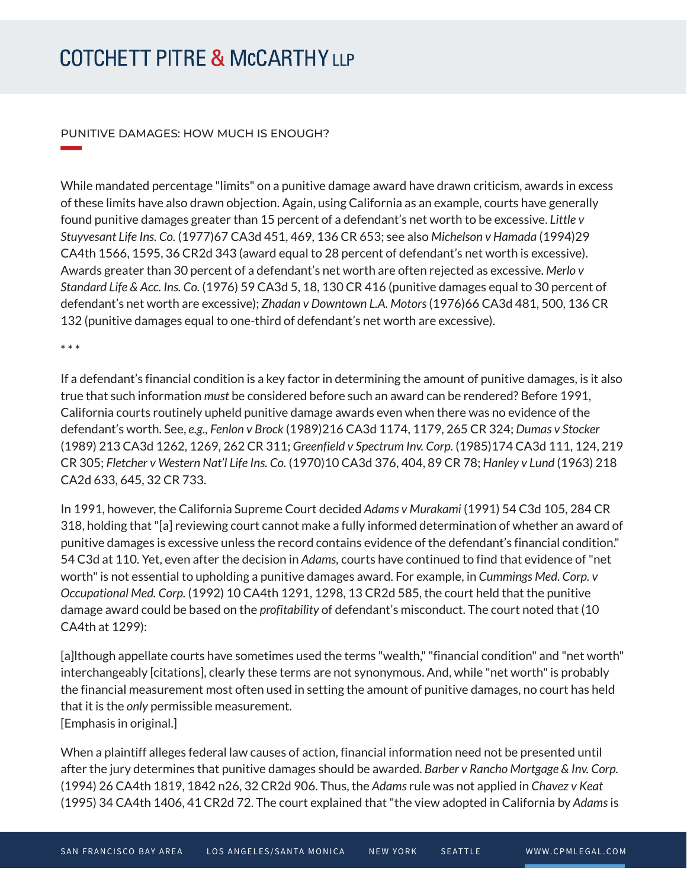PUNITIVE DAMAGES: HOW MUCH IS ENOUGH?

While mandated percentage "limits" on a punitive damage award have drawn criticism, awards in excess of these limits have also drawn objection. Again, using California as an example, courts have generally found punitive damages greater than 15 percent of a defendant's net worth to be excessive. *Little v Stuyvesant Life Ins. Co.* (1977)67 CA3d 451, 469, 136 CR 653; see also *Michelson v Hamada* (1994)29 CA4th 1566, 1595, 36 CR2d 343 (award equal to 28 percent of defendant's net worth is excessive). Awards greater than 30 percent of a defendant's net worth are often rejected as excessive. *Merlo v Standard Life & Acc. Ins. Co.* (1976) 59 CA3d 5, 18, 130 CR 416 (punitive damages equal to 30 percent of defendant's net worth are excessive); *Zhadan v Downtown L.A. Motors* (1976)66 CA3d 481, 500, 136 CR 132 (punitive damages equal to one-third of defendant's net worth are excessive).

* * *

If a defendant's financial condition is a key factor in determining the amount of punitive damages, is it also true that such information *must* be considered before such an award can be rendered? Before 1991, California courts routinely upheld punitive damage awards even when there was no evidence of the defendant's worth. See, *e.g.*, *Fenlon v Brock* (1989)216 CA3d 1174, 1179, 265 CR 324; *Dumas v Stocker* (1989) 213 CA3d 1262, 1269, 262 CR 311; *Greenfield v Spectrum Inv. Corp.* (1985)174 CA3d 111, 124, 219 CR 305; *Fletcher v Western Nat'l Life Ins. Co.* (1970)10 CA3d 376, 404, 89 CR 78; *Hanley v Lund* (1963) 218 CA2d 633, 645, 32 CR 733.

In 1991, however, the California Supreme Court decided *Adams v Murakami* (1991) 54 C3d 105, 284 CR 318, holding that "[a] reviewing court cannot make a fully informed determination of whether an award of punitive damages is excessive unless the record contains evidence of the defendant's financial condition." 54 C3d at 110. Yet, even after the decision in *Adams*, courts have continued to find that evidence of "net worth" is not essential to upholding a punitive damages award. For example, in *Cummings Med. Corp. v Occupational Med. Corp.* (1992) 10 CA4th 1291, 1298, 13 CR2d 585, the court held that the punitive damage award could be based on the *profitability* of defendant's misconduct. The court noted that (10 CA4th at 1299):

[a]lthough appellate courts have sometimes used the terms "wealth," "financial condition" and "net worth" interchangeably [citations], clearly these terms are not synonymous. And, while "net worth" is probably the financial measurement most often used in setting the amount of punitive damages, no court has held that it is the *only* permissible measurement.
[Emphasis in original.]

When a plaintiff alleges federal law causes of action, financial information need not be presented until after the jury determines that punitive damages should be awarded. *Barber v Rancho Mortgage & Inv. Corp.* (1994) 26 CA4th 1819, 1842 n26, 32 CR2d 906. Thus, the *Adams* rule was not applied in *Chavez v Keat* (1995) 34 CA4th 1406, 41 CR2d 72. The court explained that "the view adopted in California by *Adams* is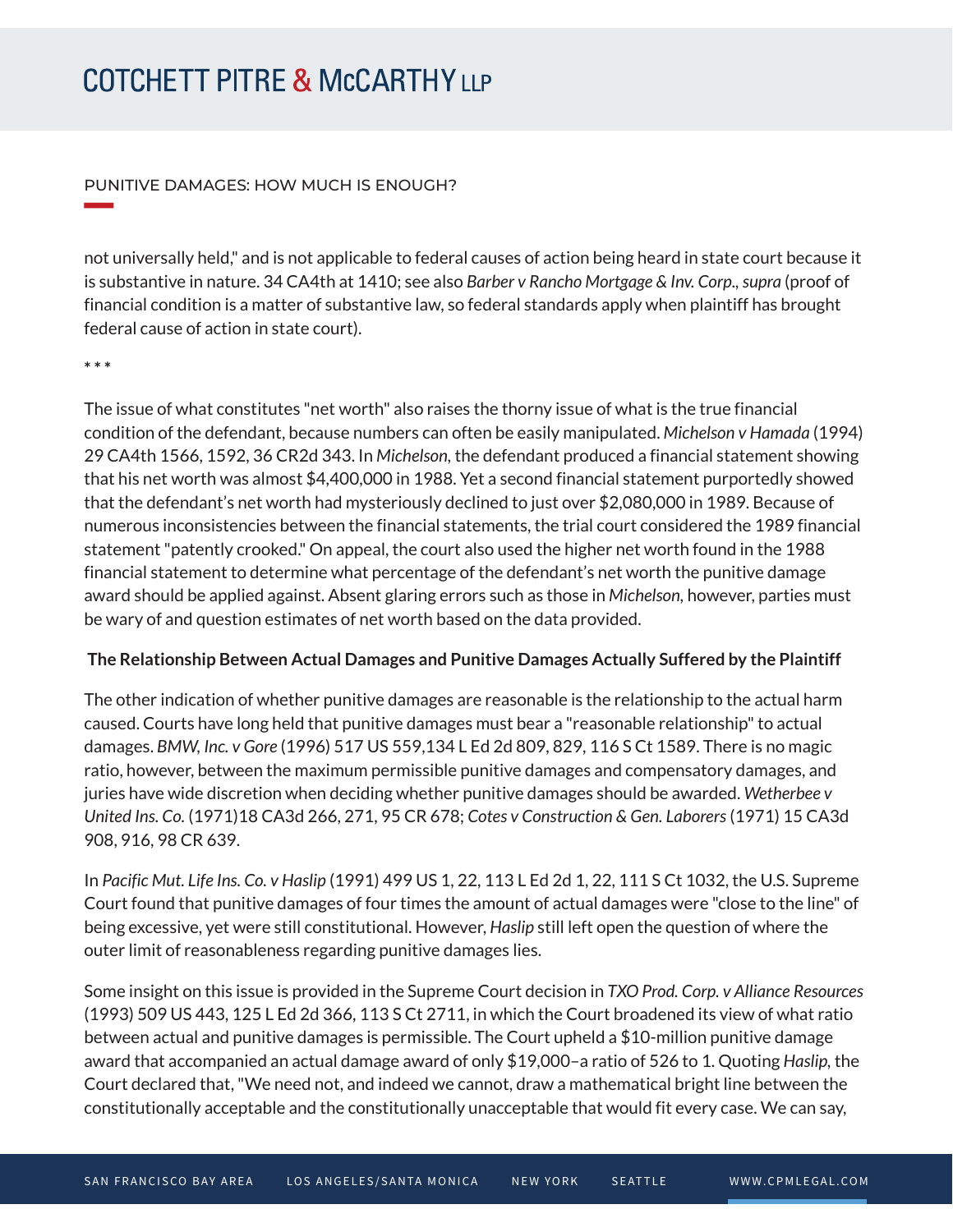not universally held," and is not applicable to federal causes of action being heard in state court because it is substantive in nature. 34 CA4th at 1410; see also *Barber v Rancho Mortgage & Inv. Corp., supra* (proof of financial condition is a matter of substantive law, so federal standards apply when plaintiff has brought federal cause of action in state court).

* * *

The issue of what constitutes "net worth" also raises the thorny issue of what is the true financial condition of the defendant, because numbers can often be easily manipulated. *Michelson v Hamada* (1994) 29 CA4th 1566, 1592, 36 CR2d 343. In *Michelson,* the defendant produced a financial statement showing that his net worth was almost $4,400,000 in 1988. Yet a second financial statement purportedly showed that the defendant's net worth had mysteriously declined to just over $2,080,000 in 1989. Because of numerous inconsistencies between the financial statements, the trial court considered the 1989 financial statement "patently crooked." On appeal, the court also used the higher net worth found in the 1988 financial statement to determine what percentage of the defendant's net worth the punitive damage award should be applied against. Absent glaring errors such as those in *Michelson,* however, parties must be wary of and question estimates of net worth based on the data provided.

**The Relationship Between Actual Damages and Punitive Damages Actually Suffered by the Plaintiff**

The other indication of whether punitive damages are reasonable is the relationship to the actual harm caused. Courts have long held that punitive damages must bear a "reasonable relationship" to actual damages. *BMW, Inc. v Gore* (1996) 517 US 559,134 L Ed 2d 809, 829, 116 S Ct 1589. There is no magic ratio, however, between the maximum permissible punitive damages and compensatory damages, and juries have wide discretion when deciding whether punitive damages should be awarded. *Wetherbee v United Ins. Co.* (1971)18 CA3d 266, 271, 95 CR 678; *Cotes v Construction & Gen. Laborers* (1971) 15 CA3d 908, 916, 98 CR 639.

In *Pacific Mut. Life Ins. Co. v Haslip* (1991) 499 US 1, 22, 113 L Ed 2d 1, 22, 111 S Ct 1032, the U.S. Supreme Court found that punitive damages of four times the amount of actual damages were "close to the line" of being excessive, yet were still constitutional. However, *Haslip* still left open the question of where the outer limit of reasonableness regarding punitive damages lies.

Some insight on this issue is provided in the Supreme Court decision in *TXO Prod. Corp. v Alliance Resources* (1993) 509 US 443, 125 L Ed 2d 366, 113 S Ct 2711, in which the Court broadened its view of what ratio between actual and punitive damages is permissible. The Court upheld a $10-million punitive damage award that accompanied an actual damage award of only $19,000–a ratio of 526 to 1. Quoting *Haslip,* the Court declared that, "We need not, and indeed we cannot, draw a mathematical bright line between the constitutionally acceptable and the constitutionally unacceptable that would fit every case. We can say,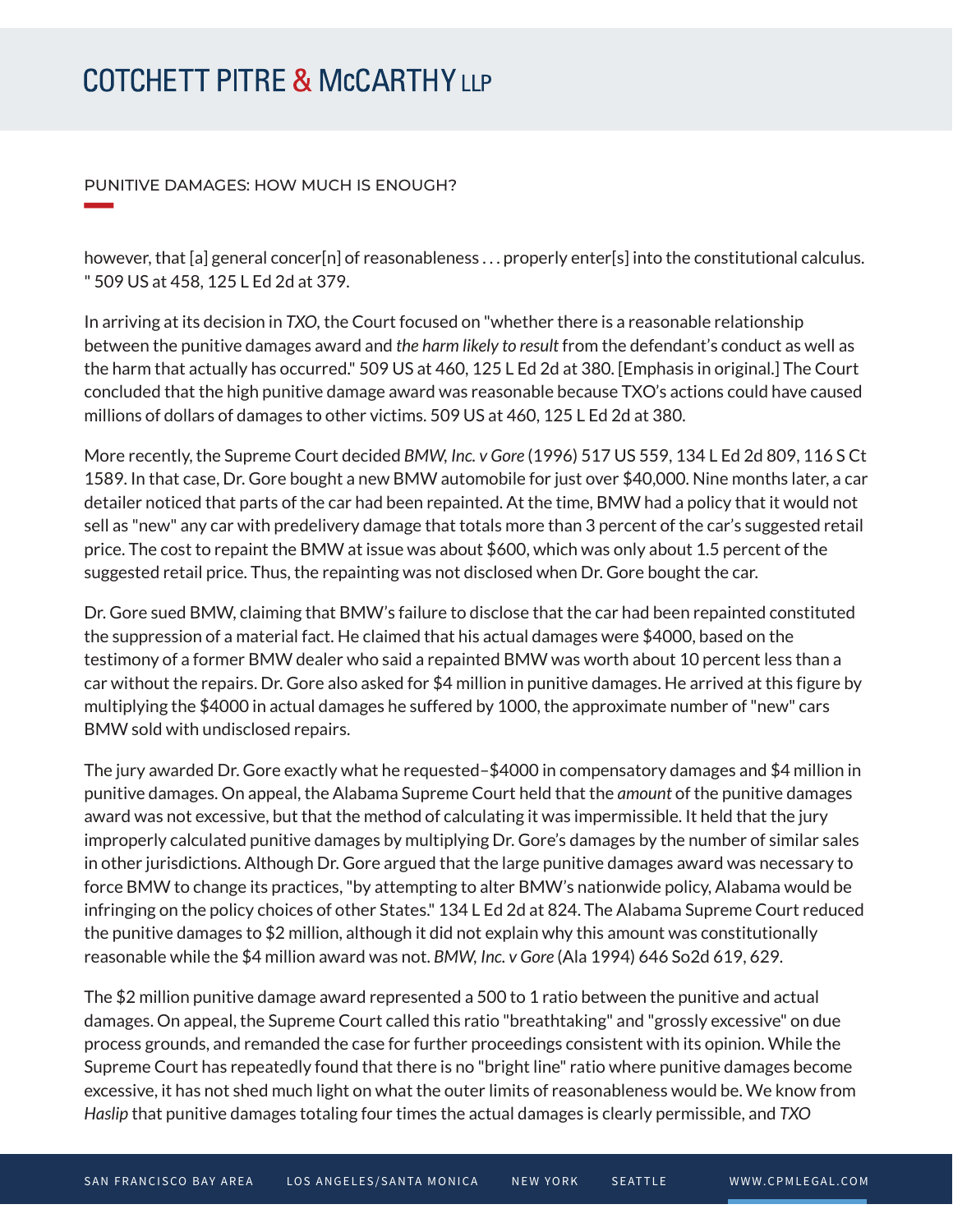however, that [a] general concer[n] of reasonableness . . . properly enter[s] into the constitutional calculus. " 509 US at 458, 125 L Ed 2d at 379.

In arriving at its decision in *TXO*, the Court focused on "whether there is a reasonable relationship between the punitive damages award and *the harm likely to result* from the defendant's conduct as well as the harm that actually has occurred." 509 US at 460, 125 L Ed 2d at 380. [Emphasis in original.] The Court concluded that the high punitive damage award was reasonable because TXO's actions could have caused millions of dollars of damages to other victims. 509 US at 460, 125 L Ed 2d at 380.

More recently, the Supreme Court decided *BMW, Inc. v Gore* (1996) 517 US 559, 134 L Ed 2d 809, 116 S Ct 1589. In that case, Dr. Gore bought a new BMW automobile for just over $40,000. Nine months later, a car detailer noticed that parts of the car had been repainted. At the time, BMW had a policy that it would not sell as "new" any car with predelivery damage that totals more than 3 percent of the car's suggested retail price. The cost to repaint the BMW at issue was about $600, which was only about 1.5 percent of the suggested retail price. Thus, the repainting was not disclosed when Dr. Gore bought the car.

Dr. Gore sued BMW, claiming that BMW's failure to disclose that the car had been repainted constituted the suppression of a material fact. He claimed that his actual damages were $4000, based on the testimony of a former BMW dealer who said a repainted BMW was worth about 10 percent less than a car without the repairs. Dr. Gore also asked for $4 million in punitive damages. He arrived at this figure by multiplying the $4000 in actual damages he suffered by 1000, the approximate number of "new" cars BMW sold with undisclosed repairs.

The jury awarded Dr. Gore exactly what he requested–$4000 in compensatory damages and $4 million in punitive damages. On appeal, the Alabama Supreme Court held that the *amount* of the punitive damages award was not excessive, but that the method of calculating it was impermissible. It held that the jury improperly calculated punitive damages by multiplying Dr. Gore's damages by the number of similar sales in other jurisdictions. Although Dr. Gore argued that the large punitive damages award was necessary to force BMW to change its practices, "by attempting to alter BMW's nationwide policy, Alabama would be infringing on the policy choices of other States." 134 L Ed 2d at 824. The Alabama Supreme Court reduced the punitive damages to $2 million, although it did not explain why this amount was constitutionally reasonable while the $4 million award was not. *BMW, Inc. v Gore* (Ala 1994) 646 So2d 619, 629.

The $2 million punitive damage award represented a 500 to 1 ratio between the punitive and actual damages. On appeal, the Supreme Court called this ratio "breathtaking" and "grossly excessive" on due process grounds, and remanded the case for further proceedings consistent with its opinion. While the Supreme Court has repeatedly found that there is no "bright line" ratio where punitive damages become excessive, it has not shed much light on what the outer limits of reasonableness would be. We know from *Haslip* that punitive damages totaling four times the actual damages is clearly permissible, and *TXO*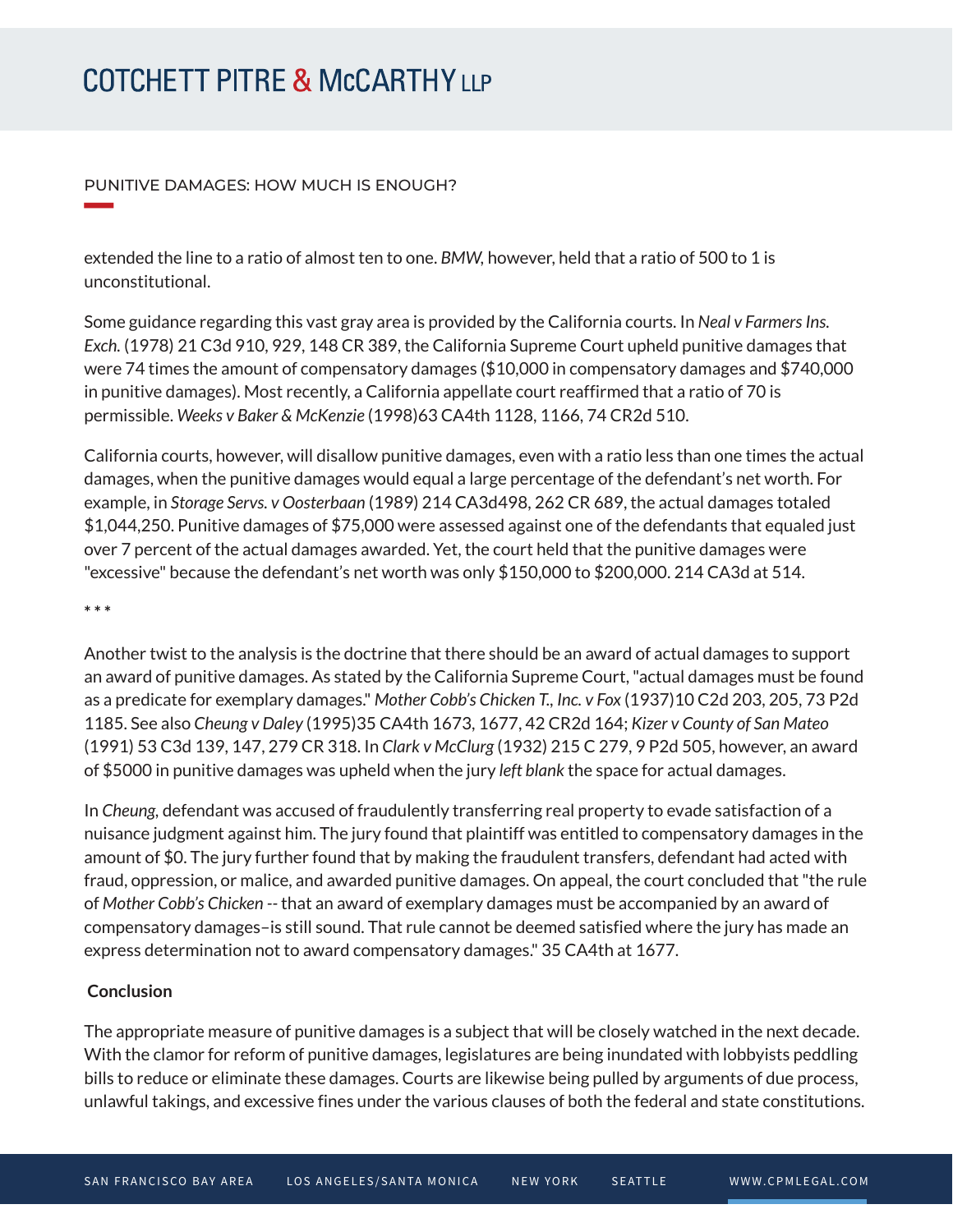extended the line to a ratio of almost ten to one. *BMW*, however, held that a ratio of 500 to 1 is unconstitutional.

Some guidance regarding this vast gray area is provided by the California courts. In *Neal v Farmers Ins. Exch.* (1978) 21 C3d 910, 929, 148 CR 389, the California Supreme Court upheld punitive damages that were 74 times the amount of compensatory damages ($10,000 in compensatory damages and $740,000 in punitive damages). Most recently, a California appellate court reaffirmed that a ratio of 70 is permissible. *Weeks v Baker & McKenzie* (1998)63 CA4th 1128, 1166, 74 CR2d 510.

California courts, however, will disallow punitive damages, even with a ratio less than one times the actual damages, when the punitive damages would equal a large percentage of the defendant's net worth. For example, in *Storage Servs. v Oosterbaan* (1989) 214 CA3d498, 262 CR 689, the actual damages totaled $1,044,250. Punitive damages of $75,000 were assessed against one of the defendants that equaled just over 7 percent of the actual damages awarded. Yet, the court held that the punitive damages were "excessive" because the defendant's net worth was only $150,000 to $200,000. 214 CA3d at 514.

\* \* \*

Another twist to the analysis is the doctrine that there should be an award of actual damages to support an award of punitive damages. As stated by the California Supreme Court, "actual damages must be found as a predicate for exemplary damages." *Mother Cobb's Chicken T., Inc. v Fox* (1937)10 C2d 203, 205, 73 P2d 1185. See also *Cheung v Daley* (1995)35 CA4th 1673, 1677, 42 CR2d 164; *Kizer v County of San Mateo* (1991) 53 C3d 139, 147, 279 CR 318. In *Clark v McClurg* (1932) 215 C 279, 9 P2d 505, however, an award of $5000 in punitive damages was upheld when the jury *left blank* the space for actual damages.

In *Cheung*, defendant was accused of fraudulently transferring real property to evade satisfaction of a nuisance judgment against him. The jury found that plaintiff was entitled to compensatory damages in the amount of $0. The jury further found that by making the fraudulent transfers, defendant had acted with fraud, oppression, or malice, and awarded punitive damages. On appeal, the court concluded that "the rule of *Mother Cobb's Chicken* -- that an award of exemplary damages must be accompanied by an award of compensatory damages–is still sound. That rule cannot be deemed satisfied where the jury has made an express determination not to award compensatory damages." 35 CA4th at 1677.

**Conclusion**

The appropriate measure of punitive damages is a subject that will be closely watched in the next decade. With the clamor for reform of punitive damages, legislatures are being inundated with lobbyists peddling bills to reduce or eliminate these damages. Courts are likewise being pulled by arguments of due process, unlawful takings, and excessive fines under the various clauses of both the federal and state constitutions.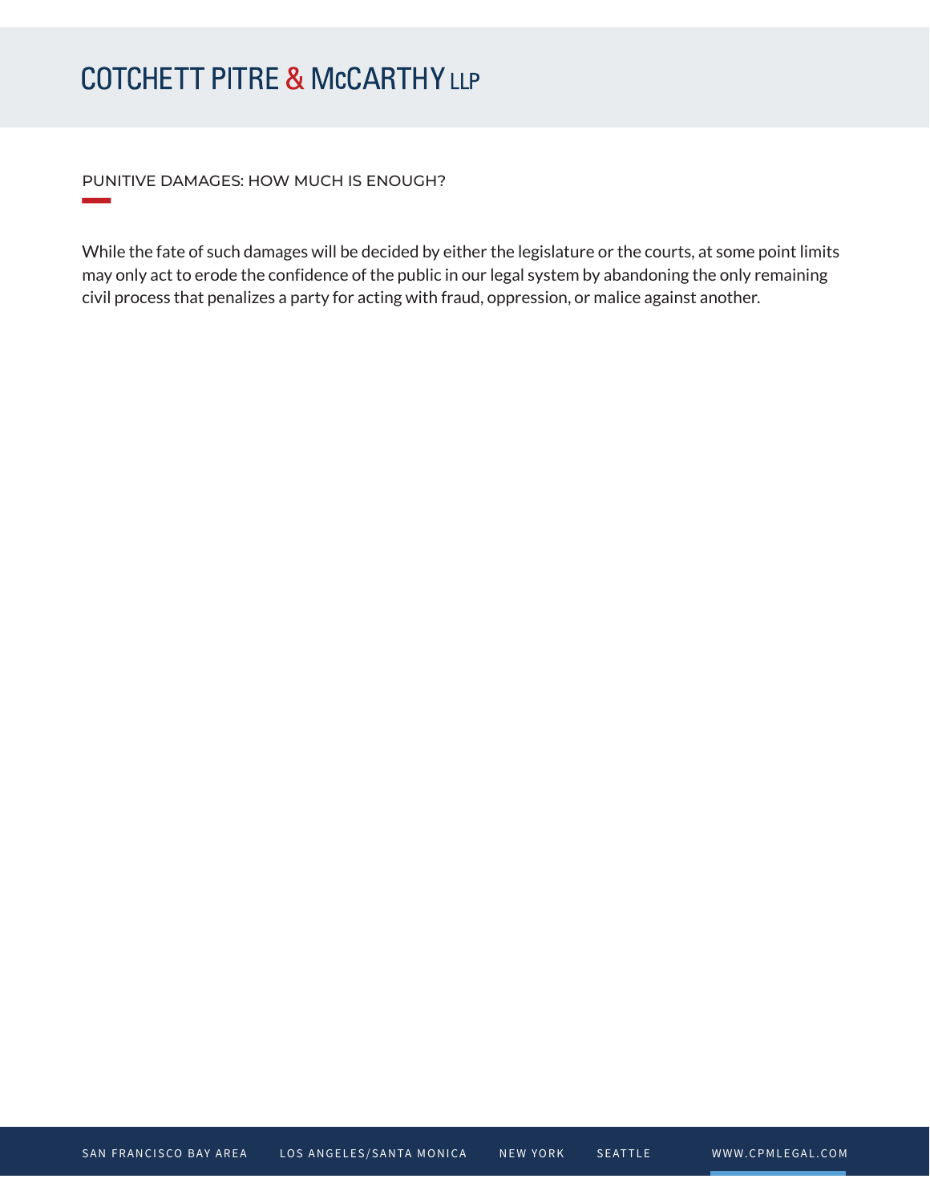While the fate of such damages will be decided by either the legislature or the courts, at some point limits may only act to erode the confidence of the public in our legal system by abandoning the only remaining civil process that penalizes a party for acting with fraud, oppression, or malice against another.